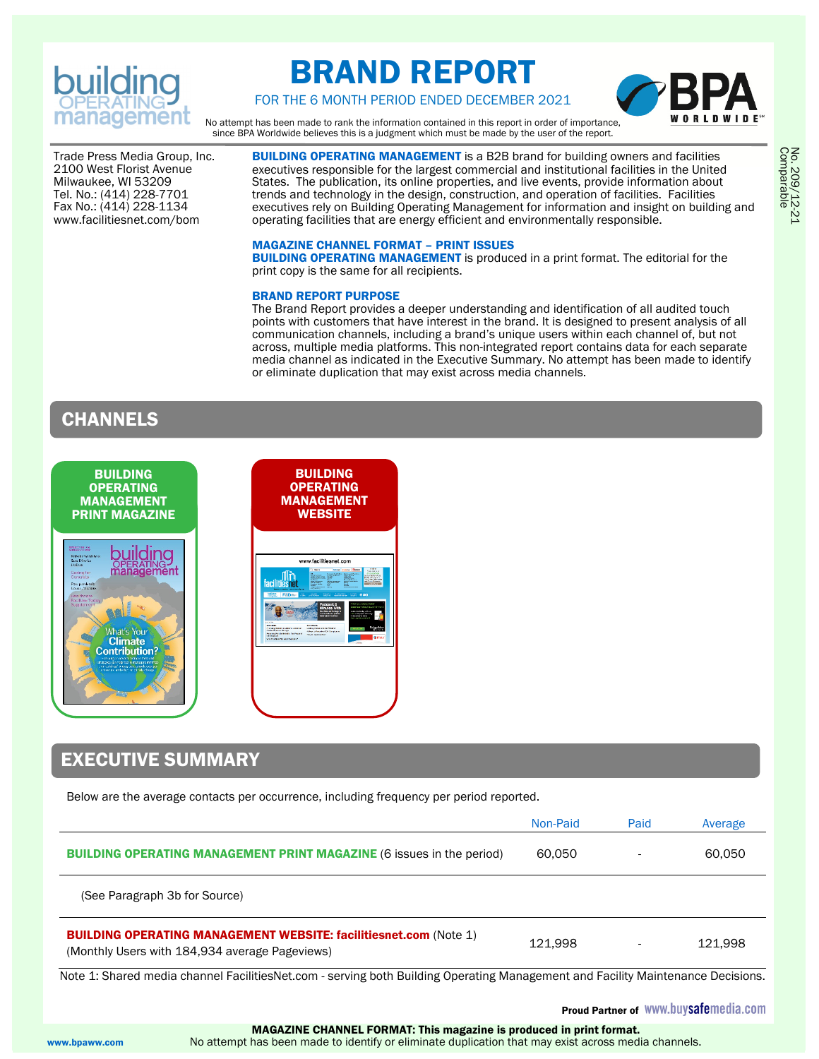# BRAND REPORT

FOR THE 6 MONTH PERIOD ENDED DECEMBER 2021

No attempt has been made to rank the information contained in this report in order of importance, since BPA Worldwide believes this is a judgment which must be made by the user of the report.

No. 209/12-21
Comparable

Trade Press Media Group, Inc.
2100 West Florist Avenue
Milwaukee, WI 53209
Tel. No.: (414) 228-7701
Fax No.: (414) 228-1134
www.facilitiesnet.com/bom

**BUILDING OPERATING MANAGEMENT** is a B2B brand for building owners and facilities executives responsible for the largest commercial and institutional facilities in the United States. The publication, its online properties, and live events, provide information about trends and technology in the design, construction, and operation of facilities. Facilities executives rely on Building Operating Management for information and insight on building and operating facilities that are energy efficient and environmentally responsible.

**MAGAZINE CHANNEL FORMAT – PRINT ISSUES**
**BUILDING OPERATING MANAGEMENT** is produced in a print format. The editorial for the print copy is the same for all recipients.

**BRAND REPORT PURPOSE**
The Brand Report provides a deeper understanding and identification of all audited touch points with customers that have interest in the brand. It is designed to present analysis of all communication channels, including a brand's unique users within each channel of, but not across, multiple media platforms. This non-integrated report contains data for each separate media channel as indicated in the Executive Summary. No attempt has been made to identify or eliminate duplication that may exist across media channels.

## CHANNELS

**BUILDING OPERATING MANAGEMENT PRINT MAGAZINE**

**BUILDING OPERATING MANAGEMENT WEBSITE**

## EXECUTIVE SUMMARY

Below are the average contacts per occurrence, including frequency per period reported.

| | Non-Paid | Paid | Average |
|---|---|---|---|
| **BUILDING OPERATING MANAGEMENT PRINT MAGAZINE** (6 issues in the period) | 60,050 | - | 60,050 |
| (See Paragraph 3b for Source) | | | |
| **BUILDING OPERATING MANAGEMENT WEBSITE: facilitiesnet.com** (Note 1) (Monthly Users with 184,934 average Pageviews) | 121,998 | - | 121,998 |

Note 1: Shared media channel FacilitiesNet.com - serving both Building Operating Management and Facility Maintenance Decisions.

Proud Partner of www.buysafemedia.com

**MAGAZINE CHANNEL FORMAT: This magazine is produced in print format.**
No attempt has been made to identify or eliminate duplication that may exist across media channels.

www.bpaww.com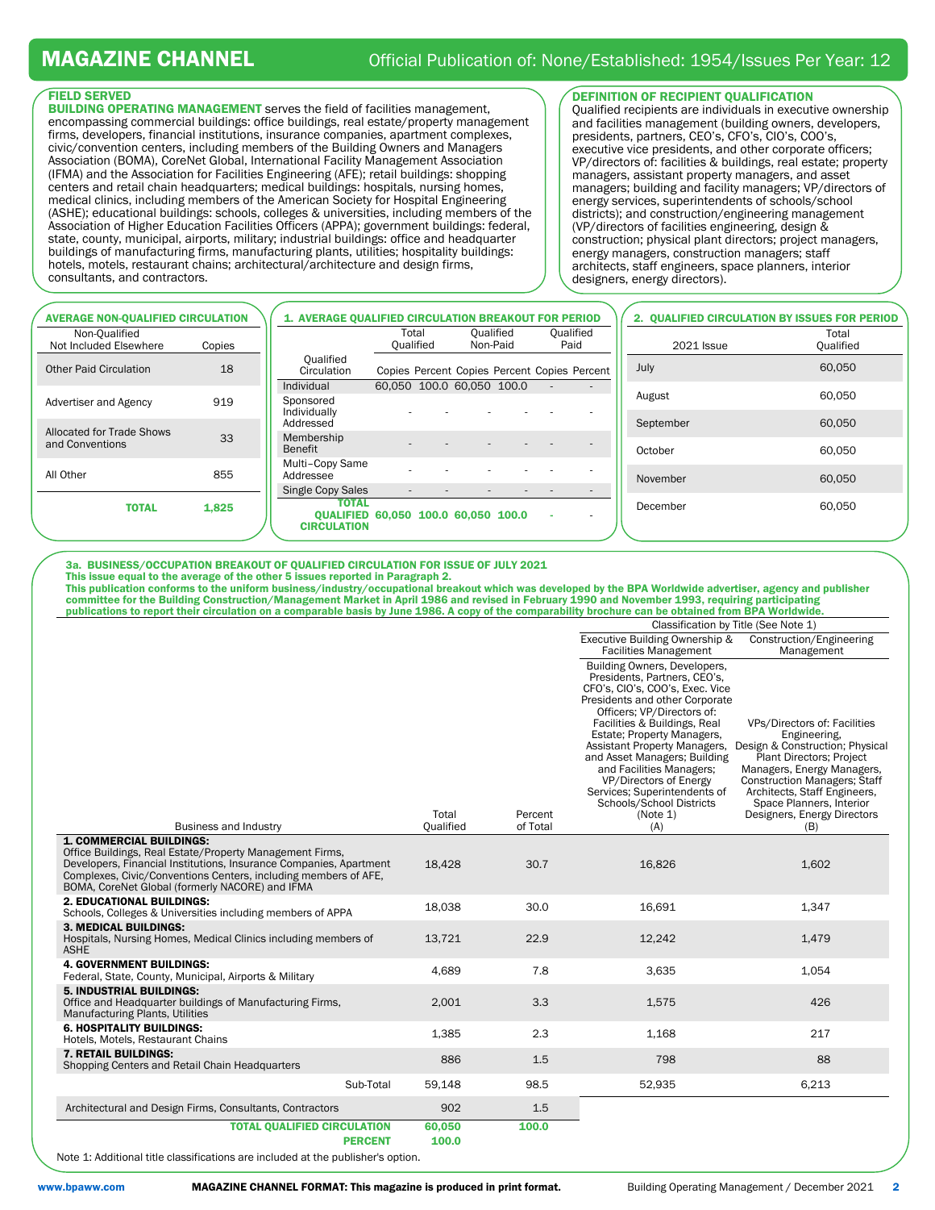# MAGAZINE CHANNEL

Official Publication of: None/Established: 1954/Issues Per Year: 12

## FIELD SERVED

**BUILDING OPERATING MANAGEMENT** serves the field of facilities management, encompassing commercial buildings: office buildings, real estate/property management firms, developers, financial institutions, insurance companies, apartment complexes, civic/convention centers, including members of the Building Owners and Managers Association (BOMA), CoreNet Global, International Facility Management Association (IFMA) and the Association for Facilities Engineering (AFE); retail buildings: shopping centers and retail chain headquarters; medical buildings: hospitals, nursing homes, medical clinics, including members of the American Society for Hospital Engineering (ASHE); educational buildings: schools, colleges & universities, including members of the Association of Higher Education Facilities Officers (APPA); government buildings: federal, state, county, municipal, airports, military; industrial buildings: office and headquarter buildings of manufacturing firms, manufacturing plants, utilities; hospitality buildings: hotels, motels, restaurant chains; architectural/architecture and design firms, consultants, and contractors.

## DEFINITION OF RECIPIENT QUALIFICATION

Qualified recipients are individuals in executive ownership and facilities management (building owners, developers, presidents, partners, CEO's, CFO's, CIO's, COO's, executive vice presidents, and other corporate officers; VP/directors of: facilities & buildings, real estate; property managers, assistant property managers, and asset managers; building and facility managers; VP/directors of energy services, superintendents of schools/school districts); and construction/engineering management (VP/directors of facilities engineering, design & construction; physical plant directors; project managers, energy managers, construction managers; staff architects, staff engineers, space planners, interior designers, energy directors).

## AVERAGE NON-QUALIFIED CIRCULATION

| Non-Qualified Not Included Elsewhere | Copies |
|---|---|
| Other Paid Circulation | 18 |
| Advertiser and Agency | 919 |
| Allocated for Trade Shows and Conventions | 33 |
| All Other | 855 |
| **TOTAL** | **1,825** |

## 1. AVERAGE QUALIFIED CIRCULATION BREAKOUT FOR PERIOD

| Qualified Circulation | Total Qualified | | Qualified Non-Paid | | Qualified Paid | |
|---|---|---|---|---|---|---|
| | Copies | Percent | Copies | Percent | Copies | Percent |
| Individual | 60,050 | 100.0 | 60,050 | 100.0 | - | - |
| Sponsored Individually Addressed | - | - | - | - | - | - |
| Membership Benefit | - | - | - | - | - | - |
| Multi–Copy Same Addressee | - | - | - | - | - | - |
| Single Copy Sales | - | - | - | - | - | - |
| **TOTAL QUALIFIED CIRCULATION** | **60,050** | **100.0** | **60,050** | **100.0** | - | - |

## 2. QUALIFIED CIRCULATION BY ISSUES FOR PERIOD

| 2021 Issue | Total Qualified |
|---|---|
| July | 60,050 |
| August | 60,050 |
| September | 60,050 |
| October | 60,050 |
| November | 60,050 |
| December | 60,050 |

## 3a. BUSINESS/OCCUPATION BREAKOUT OF QUALIFIED CIRCULATION FOR ISSUE OF JULY 2021

**This issue equal to the average of the other 5 issues reported in Paragraph 2.**

**This publication conforms to the uniform business/industry/occupational breakout which was developed by the BPA Worldwide advertiser, agency and publisher committee for the Building Construction/Management Market in April 1986 and revised in February 1990 and November 1993, requiring participating publications to report their circulation on a comparable basis by June 1986. A copy of the comparability brochure can be obtained from BPA Worldwide.**

| Business and Industry | Total Qualified | Percent of Total | Classification by Title (See Note 1): Executive Building Ownership & Facilities Management — Building Owners, Developers, Presidents, Partners, CEO's, CFO's, CIO's, COO's, Exec. Vice Presidents and other Corporate Officers; VP/Directors of: Facilities & Buildings, Real Estate; Property Managers, Assistant Property Managers, and Asset Managers; Building and Facilities Managers; VP/Directors of Energy Services; Superintendents of Schools/School Districts (Note 1) (A) | Construction/Engineering Management — VPs/Directors of: Facilities Engineering, Design & Construction; Physical Plant Directors; Project Managers, Energy Managers, Construction Managers; Staff Architects, Staff Engineers, Space Planners, Interior Designers, Energy Directors (B) |
|---|---|---|---|---|
| **1. COMMERCIAL BUILDINGS:** Office Buildings, Real Estate/Property Management Firms, Developers, Financial Institutions, Insurance Companies, Apartment Complexes, Civic/Conventions Centers, including members of AFE, BOMA, CoreNet Global (formerly NACORE) and IFMA | 18,428 | 30.7 | 16,826 | 1,602 |
| **2. EDUCATIONAL BUILDINGS:** Schools, Colleges & Universities including members of APPA | 18,038 | 30.0 | 16,691 | 1,347 |
| **3. MEDICAL BUILDINGS:** Hospitals, Nursing Homes, Medical Clinics including members of ASHE | 13,721 | 22.9 | 12,242 | 1,479 |
| **4. GOVERNMENT BUILDINGS:** Federal, State, County, Municipal, Airports & Military | 4,689 | 7.8 | 3,635 | 1,054 |
| **5. INDUSTRIAL BUILDINGS:** Office and Headquarter buildings of Manufacturing Firms, Manufacturing Plants, Utilities | 2,001 | 3.3 | 1,575 | 426 |
| **6. HOSPITALITY BUILDINGS:** Hotels, Motels, Restaurant Chains | 1,385 | 2.3 | 1,168 | 217 |
| **7. RETAIL BUILDINGS:** Shopping Centers and Retail Chain Headquarters | 886 | 1.5 | 798 | 88 |
| Sub-Total | 59,148 | 98.5 | 52,935 | 6,213 |
| Architectural and Design Firms, Consultants, Contractors | 902 | 1.5 | | |
| **TOTAL QUALIFIED CIRCULATION** | **60,050** | **100.0** | | |
| **PERCENT** | **100.0** | | | |

Note 1: Additional title classifications are included at the publisher's option.

www.bpaww.com

**MAGAZINE CHANNEL FORMAT: This magazine is produced in print format.**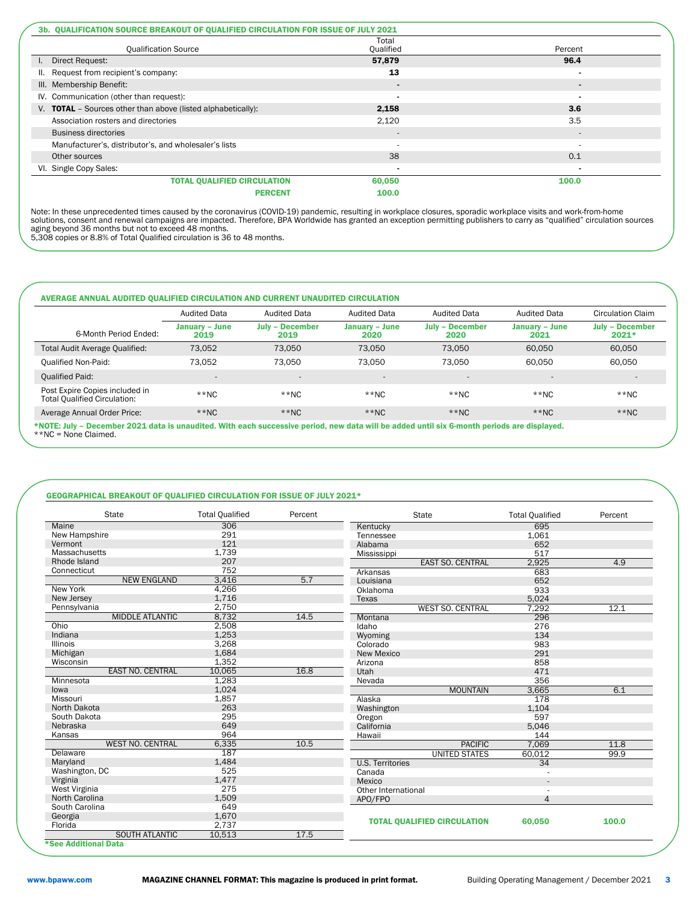### 3b. QUALIFICATION SOURCE BREAKOUT OF QUALIFIED CIRCULATION FOR ISSUE OF JULY 2021

| Qualification Source | Total Qualified | Percent |
|---|---|---|
| I. Direct Request: | **57,879** | **96.4** |
| II. Request from recipient's company: | **13** | - |
| III. Membership Benefit: | - | - |
| IV. Communication (other than request): | - | - |
| V. **TOTAL** – Sources other than above (listed alphabetically): | **2,158** | **3.6** |
| Association rosters and directories | 2,120 | 3.5 |
| Business directories | - | - |
| Manufacturer's, distributor's, and wholesaler's lists | - | - |
| Other sources | 38 | 0.1 |
| VI. Single Copy Sales: | - | - |
| **TOTAL QUALIFIED CIRCULATION** | **60,050** | **100.0** |
| **PERCENT** | **100.0** | |

Note: In these unprecedented times caused by the coronavirus (COVID-19) pandemic, resulting in workplace closures, sporadic workplace visits and work-from-home solutions, consent and renewal campaigns are impacted. Therefore, BPA Worldwide has granted an exception permitting publishers to carry as "qualified" circulation sources aging beyond 36 months but not to exceed 48 months.
5,308 copies or 8.8% of Total Qualified circulation is 36 to 48 months.

### AVERAGE ANNUAL AUDITED QUALIFIED CIRCULATION AND CURRENT UNAUDITED CIRCULATION

| | Audited Data | Audited Data | Audited Data | Audited Data | Audited Data | Circulation Claim |
|---|---|---|---|---|---|---|
| 6-Month Period Ended: | **January – June 2019** | **July – December 2019** | **January – June 2020** | **July – December 2020** | **January – June 2021** | **July – December 2021*** |
| Total Audit Average Qualified: | 73,052 | 73,050 | 73,050 | 73,050 | 60,050 | 60,050 |
| Qualified Non-Paid: | 73,052 | 73,050 | 73,050 | 73,050 | 60,050 | 60,050 |
| Qualified Paid: | - | - | - | - | - | - |
| Post Expire Copies included in Total Qualified Circulation: | **NC | **NC | **NC | **NC | **NC | **NC |
| Average Annual Order Price: | **NC | **NC | **NC | **NC | **NC | **NC |

***NOTE: July – December 2021 data is unaudited. With each successive period, new data will be added until six 6-month periods are displayed.**
**NC = None Claimed.

### GEOGRAPHICAL BREAKOUT OF QUALIFIED CIRCULATION FOR ISSUE OF JULY 2021*

| State | Total Qualified | Percent |
|---|---|---|
| Maine | 306 | |
| New Hampshire | 291 | |
| Vermont | 121 | |
| Massachusetts | 1,739 | |
| Rhode Island | 207 | |
| Connecticut | 752 | |
| NEW ENGLAND | 3,416 | 5.7 |
| New York | 4,266 | |
| New Jersey | 1,716 | |
| Pennsylvania | 2,750 | |
| MIDDLE ATLANTIC | 8,732 | 14.5 |
| Ohio | 2,508 | |
| Indiana | 1,253 | |
| Illinois | 3,268 | |
| Michigan | 1,684 | |
| Wisconsin | 1,352 | |
| EAST NO. CENTRAL | 10,065 | 16.8 |
| Minnesota | 1,283 | |
| Iowa | 1,024 | |
| Missouri | 1,857 | |
| North Dakota | 263 | |
| South Dakota | 295 | |
| Nebraska | 649 | |
| Kansas | 964 | |
| WEST NO. CENTRAL | 6,335 | 10.5 |
| Delaware | 187 | |
| Maryland | 1,484 | |
| Washington, DC | 525 | |
| Virginia | 1,477 | |
| West Virginia | 275 | |
| North Carolina | 1,509 | |
| South Carolina | 649 | |
| Georgia | 1,670 | |
| Florida | 2,737 | |
| SOUTH ATLANTIC | 10,513 | 17.5 |
| Kentucky | 695 | |
| Tennessee | 1,061 | |
| Alabama | 652 | |
| Mississippi | 517 | |
| EAST SO. CENTRAL | 2,925 | 4.9 |
| Arkansas | 683 | |
| Louisiana | 652 | |
| Oklahoma | 933 | |
| Texas | 5,024 | |
| WEST SO. CENTRAL | 7,292 | 12.1 |
| Montana | 296 | |
| Idaho | 276 | |
| Wyoming | 134 | |
| Colorado | 983 | |
| New Mexico | 291 | |
| Arizona | 858 | |
| Utah | 471 | |
| Nevada | 356 | |
| MOUNTAIN | 3,665 | 6.1 |
| Alaska | 178 | |
| Washington | 1,104 | |
| Oregon | 597 | |
| California | 5,046 | |
| Hawaii | 144 | |
| PACIFIC | 7,069 | 11.8 |
| UNITED STATES | 60,012 | 99.9 |
| U.S. Territories | 34 | |
| Canada | - | |
| Mexico | - | |
| Other International | - | |
| APO/FPO | 4 | |
| **TOTAL QUALIFIED CIRCULATION** | **60,050** | **100.0** |

***See Additional Data**

www.bpaww.com **MAGAZINE CHANNEL FORMAT: This magazine is produced in print format.**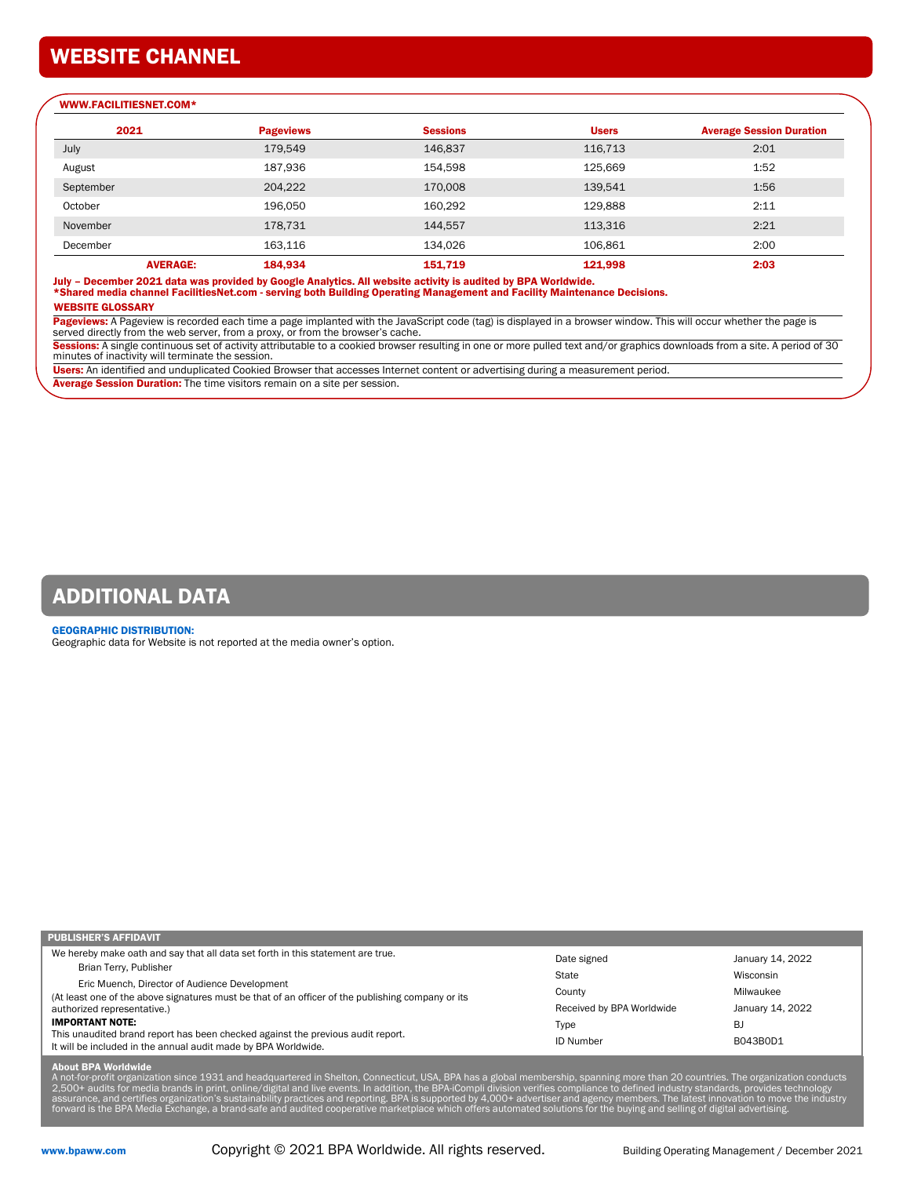## WEBSITE CHANNEL

**WWW.FACILITIESNET.COM***

| 2021 | Pageviews | Sessions | Users | Average Session Duration |
|---|---|---|---|---|
| July | 179,549 | 146,837 | 116,713 | 2:01 |
| August | 187,936 | 154,598 | 125,669 | 1:52 |
| September | 204,222 | 170,008 | 139,541 | 1:56 |
| October | 196,050 | 160,292 | 129,888 | 2:11 |
| November | 178,731 | 144,557 | 113,316 | 2:21 |
| December | 163,116 | 134,026 | 106,861 | 2:00 |
| **AVERAGE:** | **184,934** | **151,719** | **121,998** | **2:03** |

**July – December 2021 data was provided by Google Analytics. All website activity is audited by BPA Worldwide.**
***Shared media channel FacilitiesNet.com - serving both Building Operating Management and Facility Maintenance Decisions.**

**WEBSITE GLOSSARY**

**Pageviews:** A Pageview is recorded each time a page implanted with the JavaScript code (tag) is displayed in a browser window. This will occur whether the page is served directly from the web server, from a proxy, or from the browser's cache.

**Sessions:** A single continuous set of activity attributable to a cookied browser resulting in one or more pulled text and/or graphics downloads from a site. A period of 30 minutes of inactivity will terminate the session.

**Users:** An identified and unduplicated Cookied Browser that accesses Internet content or advertising during a measurement period.

**Average Session Duration:** The time visitors remain on a site per session.

## ADDITIONAL DATA

**GEOGRAPHIC DISTRIBUTION:**
Geographic data for Website is not reported at the media owner's option.

**PUBLISHER'S AFFIDAVIT**

We hereby make oath and say that all data set forth in this statement are true.

Brian Terry, Publisher

Eric Muench, Director of Audience Development

(At least one of the above signatures must be that of an officer of the publishing company or its authorized representative.)

**IMPORTANT NOTE:**
This unaudited brand report has been checked against the previous audit report.
It will be included in the annual audit made by BPA Worldwide.

| | |
|---|---|
| Date signed | January 14, 2022 |
| State | Wisconsin |
| County | Milwaukee |
| Received by BPA Worldwide | January 14, 2022 |
| Type | BJ |
| ID Number | B043B0D1 |

**About BPA Worldwide**
A not-for-profit organization since 1931 and headquartered in Shelton, Connecticut, USA, BPA has a global membership, spanning more than 20 countries. The organization conducts 2,500+ audits for media brands in print, online/digital and live events. In addition, the BPA-iCompli division verifies compliance to defined industry standards, provides technology assurance, and certifies organization's sustainability practices and reporting. BPA is supported by 4,000+ advertiser and agency members. The latest innovation to move the industry forward is the BPA Media Exchange, a brand-safe and audited cooperative marketplace which offers automated solutions for the buying and selling of digital advertising.

www.bpaww.com

Copyright © 2021 BPA Worldwide. All rights reserved.